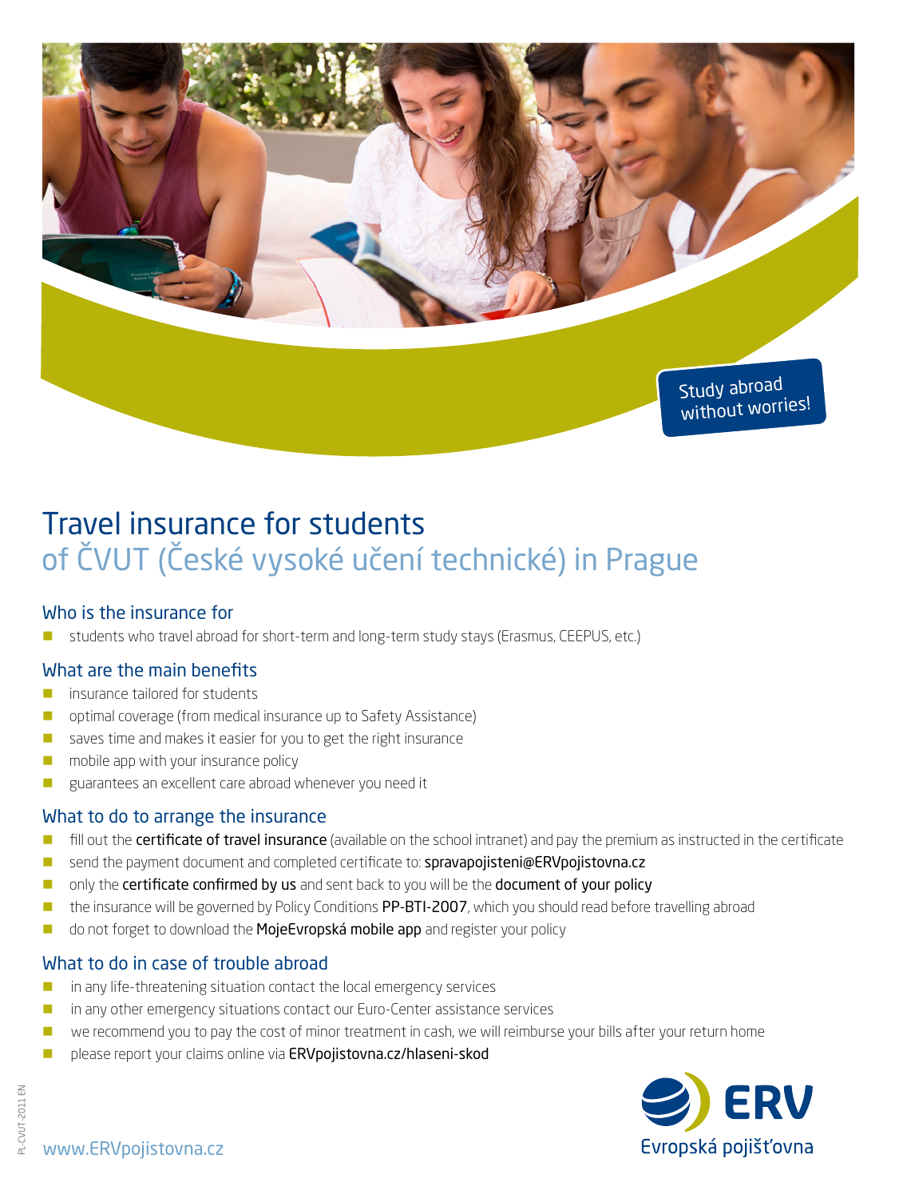Study abroad without worries!

# Travel insurance for students
## of ČVUT (České vysoké učení technické) in Prague

### Who is the insurance for

- students who travel abroad for short-term and long-term study stays (Erasmus, CEEPUS, etc.)

### What are the main benefits

- insurance tailored for students
- optimal coverage (from medical insurance up to Safety Assistance)
- saves time and makes it easier for you to get the right insurance
- mobile app with your insurance policy
- guarantees an excellent care abroad whenever you need it

### What to do to arrange the insurance

- fill out the **certificate of travel insurance** (available on the school intranet) and pay the premium as instructed in the certificate
- send the payment document and completed certificate to: **spravapojisteni@ERVpojistovna.cz**
- only the **certificate confirmed by us** and sent back to you will be the **document of your policy**
- the insurance will be governed by Policy Conditions **PP-BTI-2007**, which you should read before travelling abroad
- do not forget to download the **MojeEvropská mobile app** and register your policy

### What to do in case of trouble abroad

- in any life-threatening situation contact the local emergency services
- in any other emergency situations contact our Euro-Center assistance services
- we recommend you to pay the cost of minor treatment in cash, we will reimburse your bills after your return home
- please report your claims online via **ERVpojistovna.cz/hlaseni-skod**

PL-CVUT-2011 EN

www.ERVpojistovna.cz

ERV Evropská pojišťovna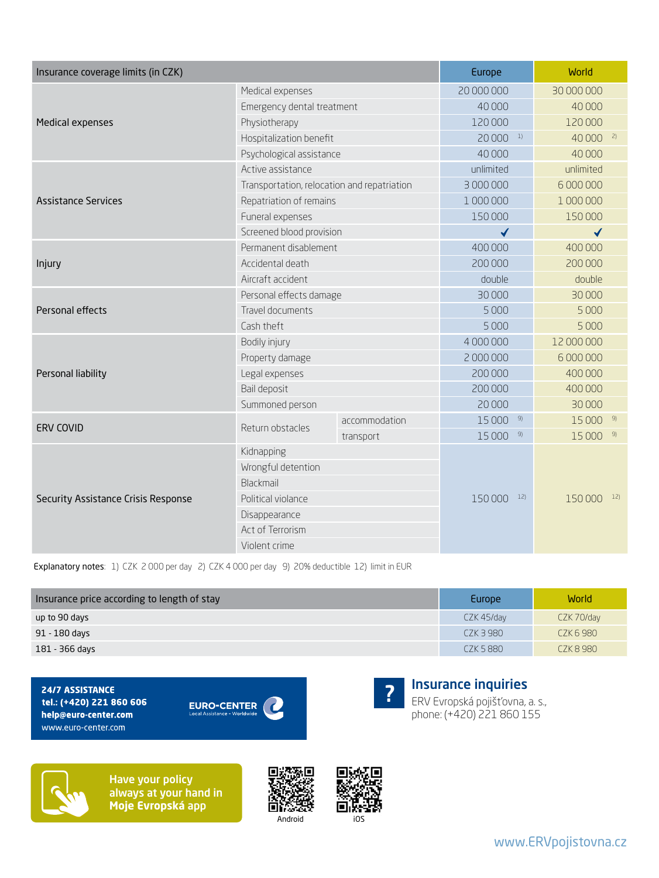| Insurance coverage limits (in CZK) | | | Europe | World |
|---|---|---|---|---|
| Medical expenses | Medical expenses | | 20 000 000 | 30 000 000 |
| | Emergency dental treatment | | 40 000 | 40 000 |
| | Physiotherapy | | 120 000 | 120 000 |
| | Hospitalization benefit | | 20 000 [1)] | 40 000 [2)] |
| | Psychological assistance | | 40 000 | 40 000 |
| Assistance Services | Active assistance | | unlimited | unlimited |
| | Transportation, relocation and repatriation | | 3 000 000 | 6 000 000 |
| | Repatriation of remains | | 1 000 000 | 1 000 000 |
| | Funeral expenses | | 150 000 | 150 000 |
| | Screened blood provision | | ✓ | ✓ |
| Injury | Permanent disablement | | 400 000 | 400 000 |
| | Accidental death | | 200 000 | 200 000 |
| | Aircraft accident | | double | double |
| Personal effects | Personal effects damage | | 30 000 | 30 000 |
| | Travel documents | | 5 000 | 5 000 |
| | Cash theft | | 5 000 | 5 000 |
| Personal liability | Bodily injury | | 4 000 000 | 12 000 000 |
| | Property damage | | 2 000 000 | 6 000 000 |
| | Legal expenses | | 200 000 | 400 000 |
| | Bail deposit | | 200 000 | 400 000 |
| | Summoned person | | 20 000 | 30 000 |
| ERV COVID | Return obstacles | accommodation | 15 000 [9)] | 15 000 [9)] |
| | | transport | 15 000 [9)] | 15 000 [9)] |
| Security Assistance Crisis Response | Kidnapping | | 150 000 [12)] | 150 000 [12)] |
| | Wrongful detention | | | |
| | Blackmail | | | |
| | Political violance | | | |
| | Disappearance | | | |
| | Act of Terrorism | | | |
| | Violent crime | | | |

Explanatory notes: 1) CZK 2 000 per day 2) CZK 4 000 per day 9) 20% deductible 12) limit in EUR

| Insurance price according to length of stay | Europe | World |
|---|---|---|
| up to 90 days | CZK 45/day | CZK 70/day |
| 91 - 180 days | CZK 3 980 | CZK 6 980 |
| 181 - 366 days | CZK 5 880 | CZK 8 980 |

**24/7 ASSISTANCE**
**tel.: (+420) 221 860 606**
**help@euro-center.com**
www.euro-center.com

EURO-CENTER
Local Assistance - Worldwide

## Insurance inquiries

ERV Evropská pojišťovna, a. s.,
phone: (+420) 221 860 155

**Have your policy always at your hand in Moje Evropská app**

Android

iOS

www.ERVpojistovna.cz